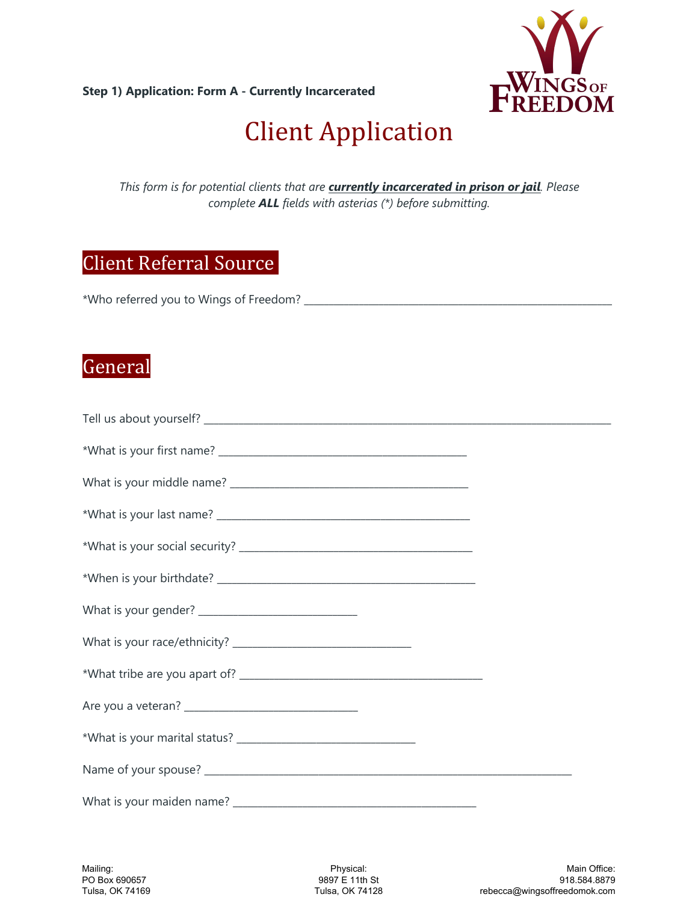**Step 1) Application: Form A - Currently Incarcerated**

# Client Application

*This form is for potential clients that are* ***currently incarcerated in prison or jail****. Please complete* ***ALL*** *fields with asterias (*) before submitting.*

## Client Referral Source

*Who referred you to Wings of Freedom? ________________________________________________

## General

Tell us about yourself? ______________________________________________________________

*What is your first name? ______________________________________

What is your middle name? ____________________________________

*What is your last name? ______________________________________

*What is your social security? __________________________________

*When is your birthdate? ______________________________________

What is your gender? _________________________

What is your race/ethnicity? ____________________________

*What tribe are you apart of? _____________________________________

Are you a veteran? ___________________________

*What is your marital status? ____________________________

Name of your spouse? _________________________________________________________

What is your maiden name? ______________________________________

Mailing:
PO Box 690657
Tulsa, OK 74169

Physical:
9897 E 11th St
Tulsa, OK 74128

Main Office:
918.584.8879
rebecca@wingsoffreedomok.com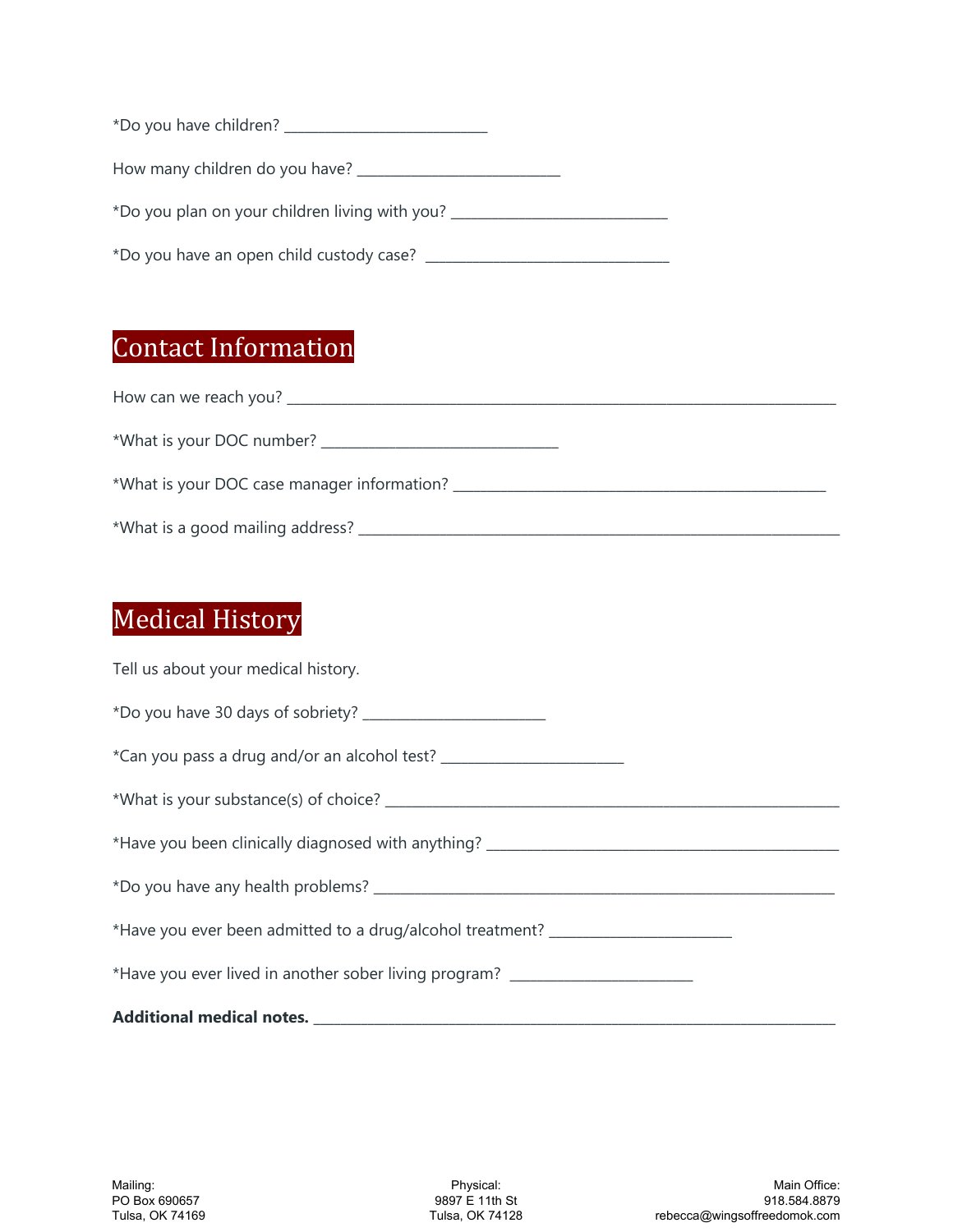*Do you have children? ___________________________

How many children do you have? ___________________________

*Do you plan on your children living with you? ____________________________

*Do you have an open child custody case? ________________________________

## Contact Information

How can we reach you? ____________________________________________________________________________

*What is your DOC number? _______________________________

*What is your DOC case manager information? _________________________________________________

*What is a good mailing address? _______________________________________________________________

## Medical History

Tell us about your medical history.

*Do you have 30 days of sobriety? ________________________

*Can you pass a drug and/or an alcohol test? ________________________

*What is your substance(s) of choice? __________________________________________________________

*Have you been clinically diagnosed with anything? ______________________________________________

*Do you have any health problems? ____________________________________________________________

*Have you ever been admitted to a drug/alcohol treatment? ________________________

*Have you ever lived in another sober living program? ________________________

**Additional medical notes.** _____________________________________________________________________

Mailing:
PO Box 690657
Tulsa, OK 74169

Physical:
9897 E 11th St
Tulsa, OK 74128

Main Office:
918.584.8879
rebecca@wingsoffreedomok.com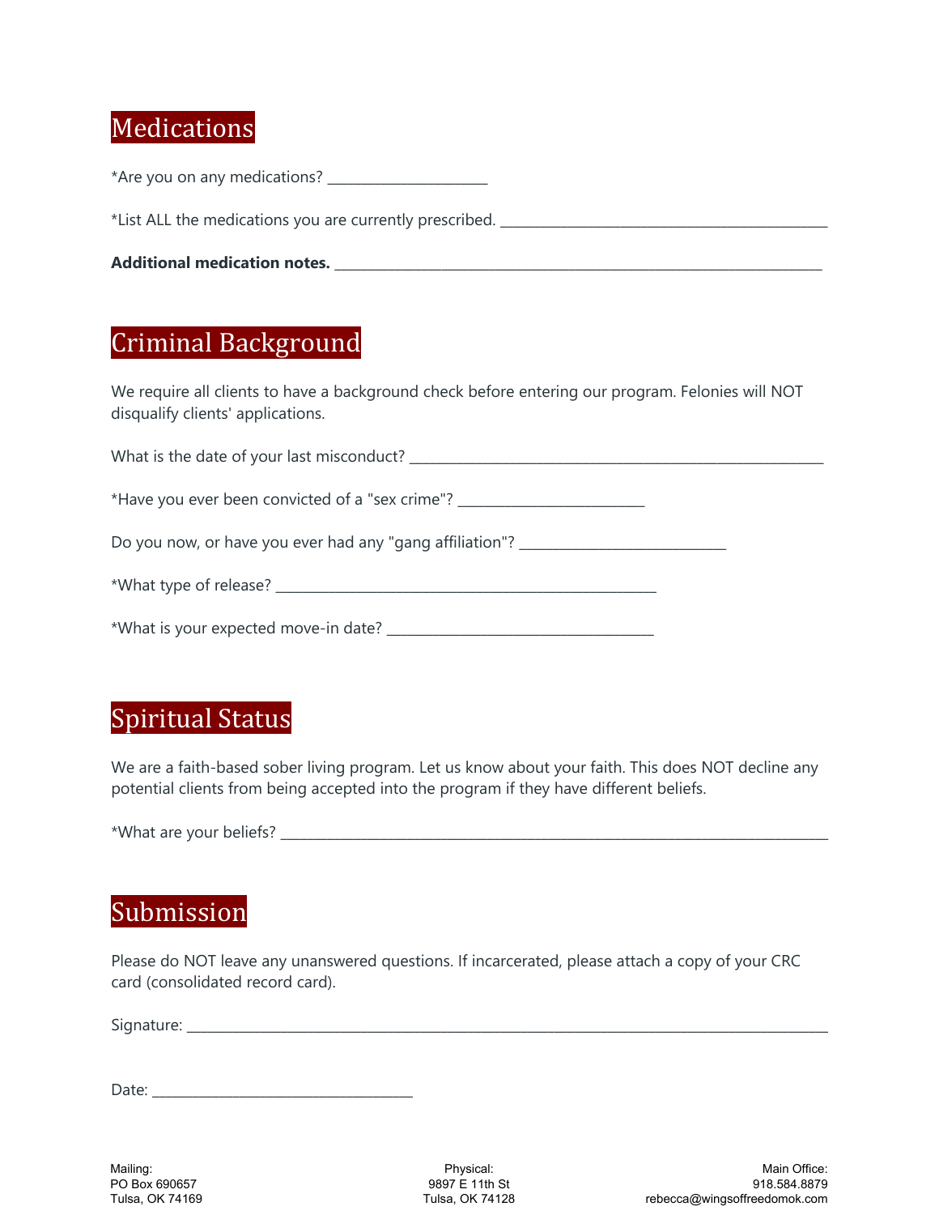## Medications

*Are you on any medications? ____________________

*List ALL the medications you are currently prescribed. ____________________________________________

**Additional medication notes.** ________________________________________________________________

## Criminal Background

We require all clients to have a background check before entering our program. Felonies will NOT disqualify clients' applications.

What is the date of your last misconduct? ____________________________________________________

*Have you ever been convicted of a "sex crime"? _______________________

Do you now, or have you ever had any "gang affiliation"? __________________________

*What type of release? ________________________________________________

*What is your expected move-in date? __________________________________

## Spiritual Status

We are a faith-based sober living program. Let us know about your faith. This does NOT decline any potential clients from being accepted into the program if they have different beliefs.

*What are your beliefs? ______________________________________________________________________

## Submission

Please do NOT leave any unanswered questions. If incarcerated, please attach a copy of your CRC card (consolidated record card).

Signature: _____________________________________________________________________________

Date: _________________________________

Mailing:
PO Box 690657
Tulsa, OK 74169

Physical:
9897 E 11th St
Tulsa, OK 74128

Main Office:
918.584.8879
rebecca@wingsoffreedomok.com